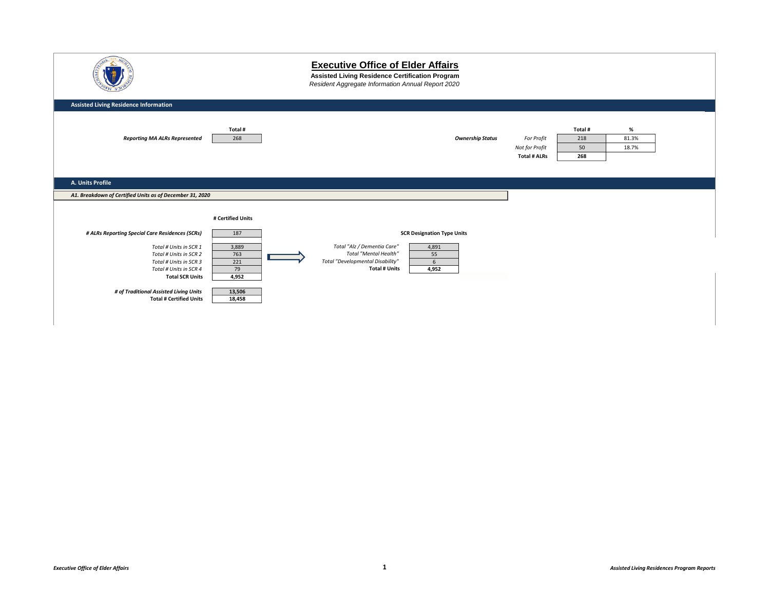# Executive Office of Elder Affairs

**Assisted Living Residence Certification Program**

*Resident Aggregate Information Annual Report 2020*

## Assisted Living Residence Information

| | Total # |
|---|---|
| *Reporting MA ALRs Represented* | 268 |

| *Ownership Status* | Total # | % |
|---|---|---|
| *For Profit* | 218 | 81.3% |
| *Not for Profit* | 50 | 18.7% |
| **Total # ALRs** | **268** | |

## A. Units Profile

### *A1. Breakdown of Certified Units as of December 31, 2020*

| | # Certified Units |
|---|---|
| ***# ALRs Reporting Special Care Residences (SCRs)*** | 187 |
| *Total # Units in SCR 1* | 3,889 |
| *Total # Units in SCR 2* | 763 |
| *Total # Units in SCR 3* | 221 |
| *Total # Units in SCR 4* | 79 |
| **Total SCR Units** | **4,952** |
| ***# of Traditional Assisted Living Units*** | **13,506** |
| **Total # Certified Units** | **18,458** |

| SCR Designation Type Units | |
|---|---|
| *Total "Alz / Dementia Care"* | 4,891 |
| *Total "Mental Health"* | 55 |
| *Total "Developmental Disability"* | 6 |
| **Total # Units** | **4,952** |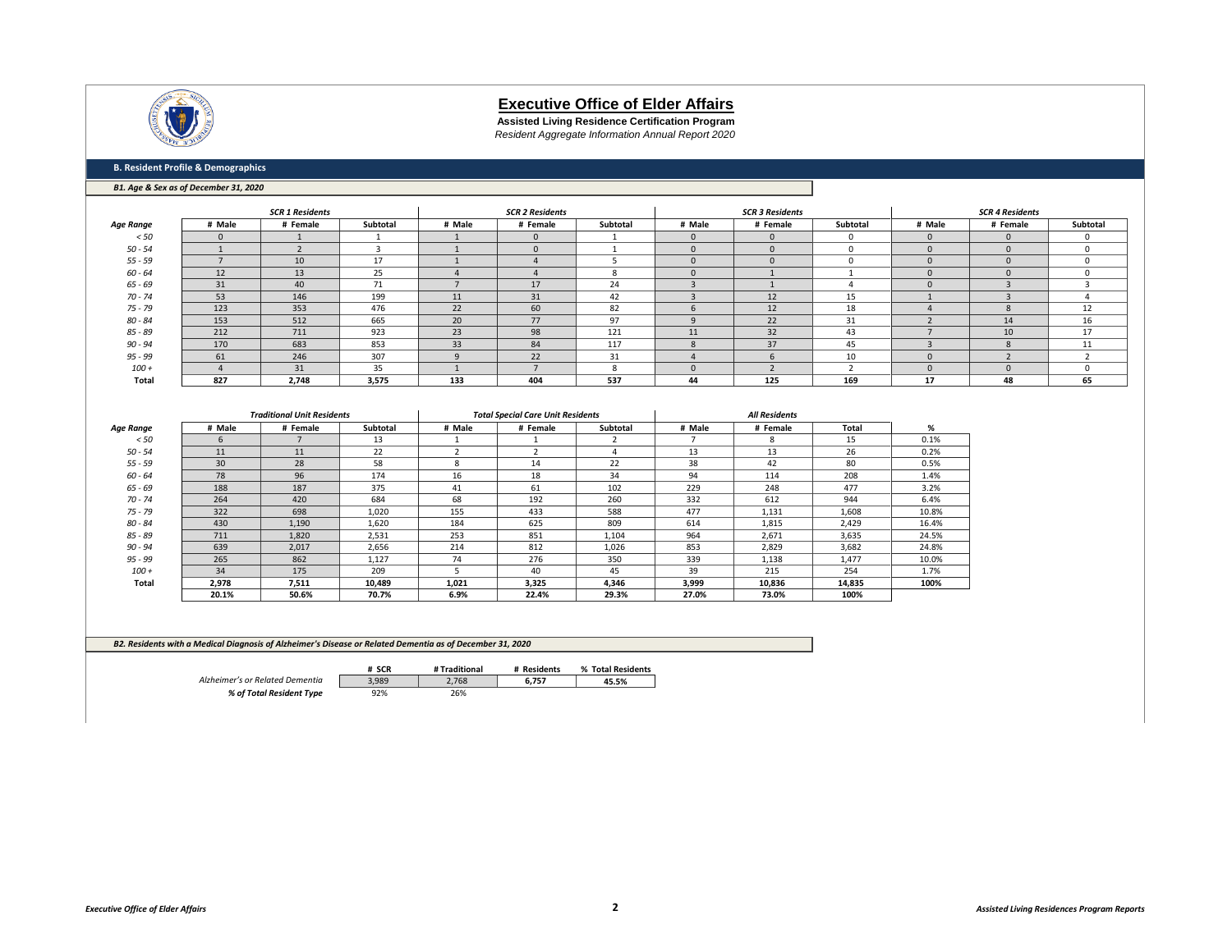# Executive Office of Elder Affairs

**Assisted Living Residence Certification Program**

*Resident Aggregate Information Annual Report 2020*

## B. Resident Profile & Demographics

### *B1. Age & Sex as of December 31, 2020*

| Age Range | SCR 1 Residents # Male | SCR 1 Residents # Female | SCR 1 Residents Subtotal | SCR 2 Residents # Male | SCR 2 Residents # Female | SCR 2 Residents Subtotal | SCR 3 Residents # Male | SCR 3 Residents # Female | SCR 3 Residents Subtotal | SCR 4 Residents # Male | SCR 4 Residents # Female | SCR 4 Residents Subtotal |
|---|---|---|---|---|---|---|---|---|---|---|---|---|
| *< 50* | 0 | 1 | 1 | 1 | 0 | 1 | 0 | 0 | 0 | 0 | 0 | 0 |
| *50 - 54* | 1 | 2 | 3 | 1 | 0 | 1 | 0 | 0 | 0 | 0 | 0 | 0 |
| *55 - 59* | 7 | 10 | 17 | 1 | 4 | 5 | 0 | 0 | 0 | 0 | 0 | 0 |
| *60 - 64* | 12 | 13 | 25 | 4 | 4 | 8 | 0 | 1 | 1 | 0 | 0 | 0 |
| *65 - 69* | 31 | 40 | 71 | 7 | 17 | 24 | 3 | 1 | 4 | 0 | 3 | 3 |
| *70 - 74* | 53 | 146 | 199 | 11 | 31 | 42 | 3 | 12 | 15 | 1 | 3 | 4 |
| *75 - 79* | 123 | 353 | 476 | 22 | 60 | 82 | 6 | 12 | 18 | 4 | 8 | 12 |
| *80 - 84* | 153 | 512 | 665 | 20 | 77 | 97 | 9 | 22 | 31 | 2 | 14 | 16 |
| *85 - 89* | 212 | 711 | 923 | 23 | 98 | 121 | 11 | 32 | 43 | 7 | 10 | 17 |
| *90 - 94* | 170 | 683 | 853 | 33 | 84 | 117 | 8 | 37 | 45 | 3 | 8 | 11 |
| *95 - 99* | 61 | 246 | 307 | 9 | 22 | 31 | 4 | 6 | 10 | 0 | 2 | 2 |
| *100 +* | 4 | 31 | 35 | 1 | 7 | 8 | 0 | 2 | 2 | 0 | 0 | 0 |
| **Total** | **827** | **2,748** | **3,575** | **133** | **404** | **537** | **44** | **125** | **169** | **17** | **48** | **65** |

| Age Range | Traditional Unit Residents # Male | Traditional Unit Residents # Female | Traditional Unit Residents Subtotal | Total Special Care Unit Residents # Male | Total Special Care Unit Residents # Female | Total Special Care Unit Residents Subtotal | All Residents # Male | All Residents # Female | All Residents Total | % |
|---|---|---|---|---|---|---|---|---|---|---|
| *< 50* | 6 | 7 | 13 | 1 | 1 | 2 | 7 | 8 | 15 | 0.1% |
| *50 - 54* | 11 | 11 | 22 | 2 | 2 | 4 | 13 | 13 | 26 | 0.2% |
| *55 - 59* | 30 | 28 | 58 | 8 | 14 | 22 | 38 | 42 | 80 | 0.5% |
| *60 - 64* | 78 | 96 | 174 | 16 | 18 | 34 | 94 | 114 | 208 | 1.4% |
| *65 - 69* | 188 | 187 | 375 | 41 | 61 | 102 | 229 | 248 | 477 | 3.2% |
| *70 - 74* | 264 | 420 | 684 | 68 | 192 | 260 | 332 | 612 | 944 | 6.4% |
| *75 - 79* | 322 | 698 | 1,020 | 155 | 433 | 588 | 477 | 1,131 | 1,608 | 10.8% |
| *80 - 84* | 430 | 1,190 | 1,620 | 184 | 625 | 809 | 614 | 1,815 | 2,429 | 16.4% |
| *85 - 89* | 711 | 1,820 | 2,531 | 253 | 851 | 1,104 | 964 | 2,671 | 3,635 | 24.5% |
| *90 - 94* | 639 | 2,017 | 2,656 | 214 | 812 | 1,026 | 853 | 2,829 | 3,682 | 24.8% |
| *95 - 99* | 265 | 862 | 1,127 | 74 | 276 | 350 | 339 | 1,138 | 1,477 | 10.0% |
| *100 +* | 34 | 175 | 209 | 5 | 40 | 45 | 39 | 215 | 254 | 1.7% |
| **Total** | **2,978** | **7,511** | **10,489** | **1,021** | **3,325** | **4,346** | **3,999** | **10,836** | **14,835** | **100%** |
| | **20.1%** | **50.6%** | **70.7%** | **6.9%** | **22.4%** | **29.3%** | **27.0%** | **73.0%** | **100%** | |

### *B2. Residents with a Medical Diagnosis of Alzheimer's Disease or Related Dementia as of December 31, 2020*

| | # SCR | # Traditional | # Residents | % Total Residents |
|---|---|---|---|---|
| *Alzheimer's or Related Dementia* | 3,989 | 2,768 | **6,757** | **45.5%** |
| ***% of Total Resident Type*** | 92% | 26% | | |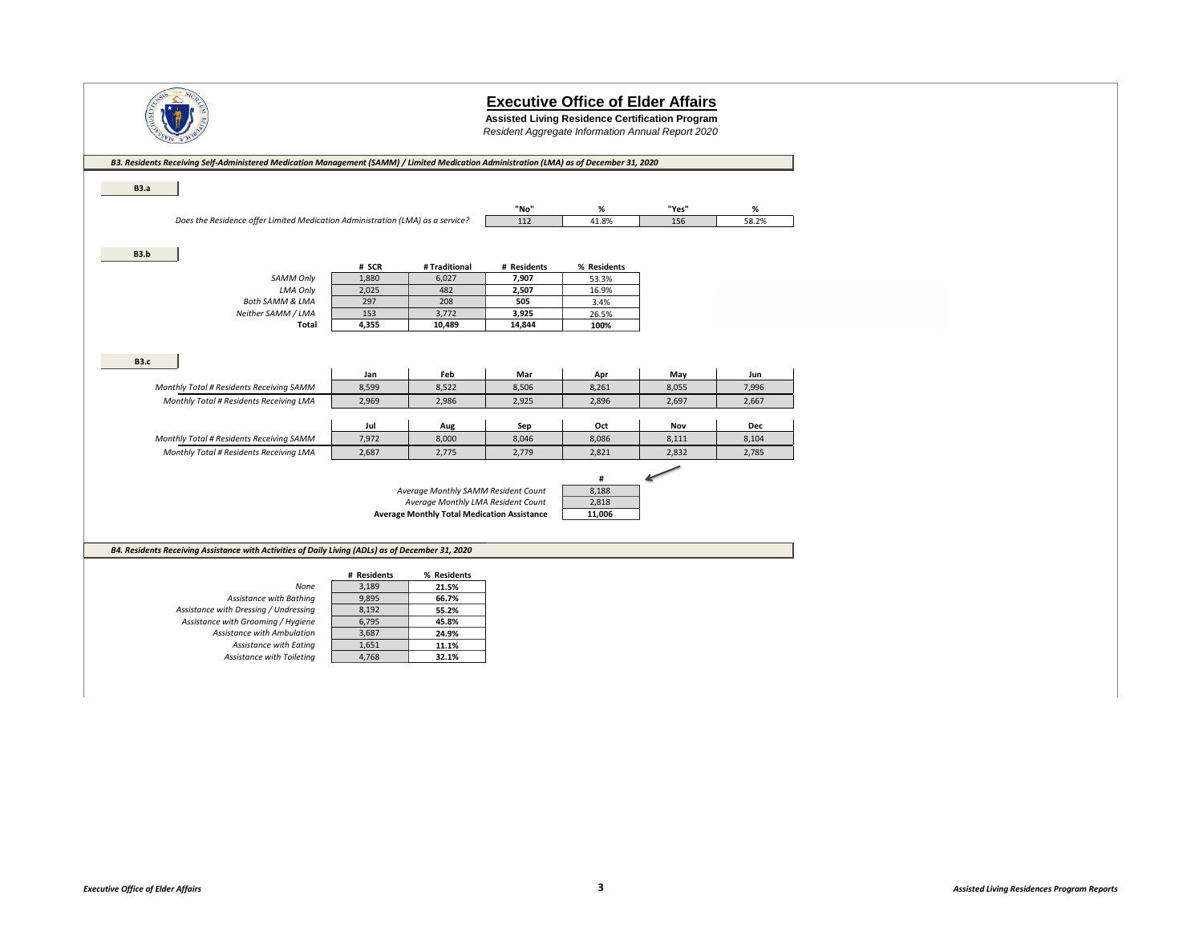# Executive Office of Elder Affairs

**Assisted Living Residence Certification Program**

*Resident Aggregate Information Annual Report 2020*

***B3. Residents Receiving Self-Administered Medication Management (SAMM) / Limited Medication Administration (LMA) as of December 31, 2020***

**B3.a**

| | "No" | % | "Yes" | % |
|---|---|---|---|---|
| *Does the Residence offer Limited Medication Administration (LMA) as a service?* | 112 | 41.8% | 156 | 58.2% |

**B3.b**

| | # SCR | # Traditional | # Residents | % Residents |
|---|---|---|---|---|
| *SAMM Only* | 1,880 | 6,027 | **7,907** | 53.3% |
| *LMA Only* | 2,025 | 482 | **2,507** | 16.9% |
| *Both SAMM & LMA* | 297 | 208 | **505** | 3.4% |
| *Neither SAMM / LMA* | 153 | 3,772 | **3,925** | 26.5% |
| **Total** | **4,355** | **10,489** | **14,844** | **100%** |

**B3.c**

| | Jan | Feb | Mar | Apr | May | Jun |
|---|---|---|---|---|---|---|
| *Monthly Total # Residents Receiving SAMM* | 8,599 | 8,522 | 8,506 | 8,261 | 8,055 | 7,996 |
| *Monthly Total # Residents Receiving LMA* | 2,969 | 2,986 | 2,925 | 2,896 | 2,697 | 2,667 |

| | Jul | Aug | Sep | Oct | Nov | Dec |
|---|---|---|---|---|---|---|
| *Monthly Total # Residents Receiving SAMM* | 7,972 | 8,000 | 8,046 | 8,086 | 8,111 | 8,104 |
| *Monthly Total # Residents Receiving LMA* | 2,687 | 2,775 | 2,779 | 2,821 | 2,832 | 2,785 |

| | # |
|---|---|
| *Average Monthly SAMM Resident Count* | 8,188 |
| *Average Monthly LMA Resident Count* | 2,818 |
| **Average Monthly Total Medication Assistance** | **11,006** |

***B4. Residents Receiving Assistance with Activities of Daily Living (ADLs) as of December 31, 2020***

| | # Residents | % Residents |
|---|---|---|
| *None* | 3,189 | **21.5%** |
| *Assistance with Bathing* | 9,895 | **66.7%** |
| *Assistance with Dressing / Undressing* | 8,192 | **55.2%** |
| *Assistance with Grooming / Hygiene* | 6,795 | **45.8%** |
| *Assistance with Ambulation* | 3,687 | **24.9%** |
| *Assistance with Eating* | 1,651 | **11.1%** |
| *Assistance with Toileting* | 4,768 | **32.1%** |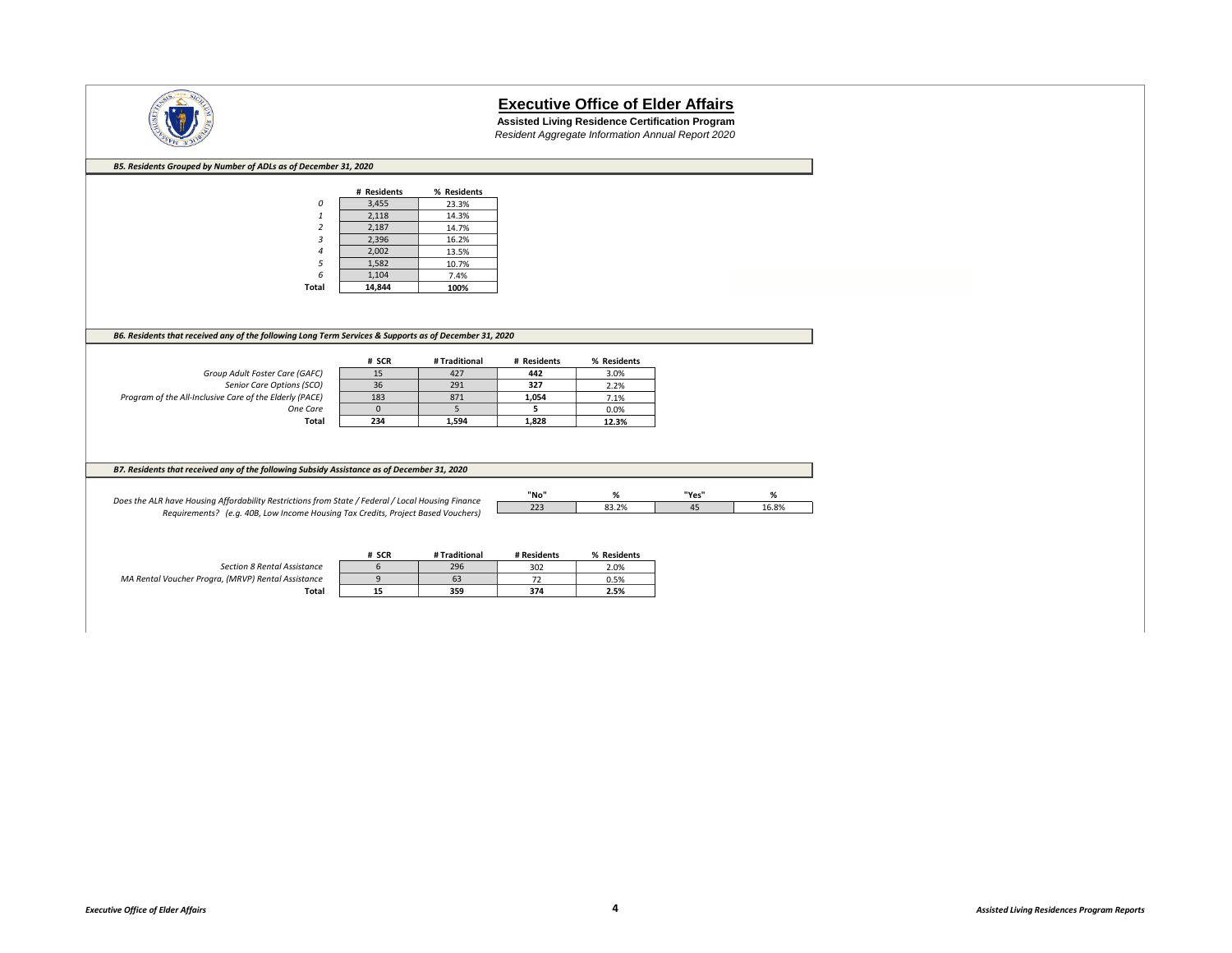# Executive Office of Elder Affairs

**Assisted Living Residence Certification Program**

*Resident Aggregate Information Annual Report 2020*

***B5. Residents Grouped by Number of ADLs as of December 31, 2020***

| | # Residents | % Residents |
|---|---|---|
| *0* | 3,455 | 23.3% |
| *1* | 2,118 | 14.3% |
| *2* | 2,187 | 14.7% |
| *3* | 2,396 | 16.2% |
| *4* | 2,002 | 13.5% |
| *5* | 1,582 | 10.7% |
| *6* | 1,104 | 7.4% |
| **Total** | **14,844** | **100%** |

***B6. Residents that received any of the following Long Term Services & Supports as of December 31, 2020***

| | # SCR | # Traditional | # Residents | % Residents |
|---|---|---|---|---|
| *Group Adult Foster Care (GAFC)* | 15 | 427 | **442** | 3.0% |
| *Senior Care Options (SCO)* | 36 | 291 | **327** | 2.2% |
| *Program of the All-Inclusive Care of the Elderly (PACE)* | 183 | 871 | **1,054** | 7.1% |
| *One Care* | 0 | 5 | **5** | 0.0% |
| **Total** | **234** | **1,594** | **1,828** | **12.3%** |

***B7. Residents that received any of the following Subsidy Assistance as of December 31, 2020***

| | "No" | % | "Yes" | % |
|---|---|---|---|---|
| *Does the ALR have Housing Affordability Restrictions from State / Federal / Local Housing Finance Requirements? (e.g. 40B, Low Income Housing Tax Credits, Project Based Vouchers)* | 223 | 83.2% | 45 | 16.8% |

| | # SCR | # Traditional | # Residents | % Residents |
|---|---|---|---|---|
| *Section 8 Rental Assistance* | 6 | 296 | 302 | 2.0% |
| *MA Rental Voucher Progra, (MRVP) Rental Assistance* | 9 | 63 | 72 | 0.5% |
| **Total** | **15** | **359** | **374** | **2.5%** |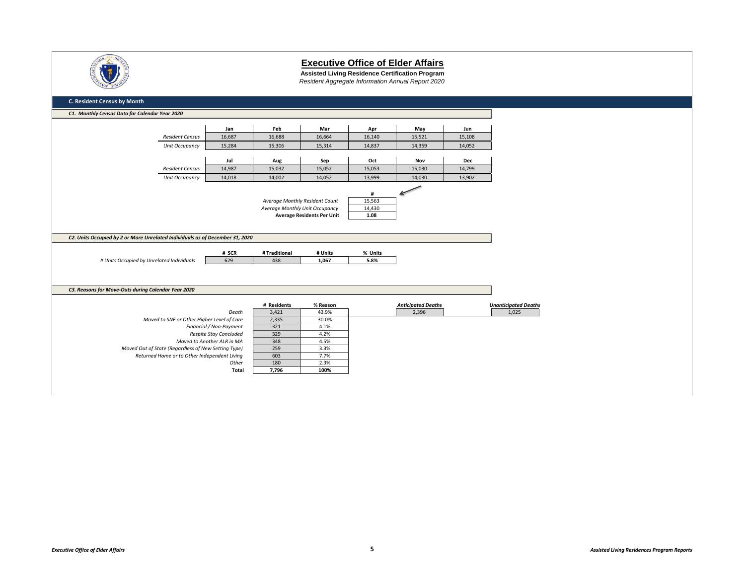# Executive Office of Elder Affairs

**Assisted Living Residence Certification Program**

*Resident Aggregate Information Annual Report 2020*

## C. Resident Census by Month

### *C1. Monthly Census Data for Calendar Year 2020*

| | Jan | Feb | Mar | Apr | May | Jun |
|---|---|---|---|---|---|---|
| *Resident Census* | 16,687 | 16,688 | 16,664 | 16,140 | 15,521 | 15,108 |
| *Unit Occupancy* | 15,284 | 15,306 | 15,314 | 14,837 | 14,359 | 14,052 |

| | Jul | Aug | Sep | Oct | Nov | Dec |
|---|---|---|---|---|---|---|
| *Resident Census* | 14,987 | 15,032 | 15,052 | 15,053 | 15,030 | 14,799 |
| *Unit Occupancy* | 14,018 | 14,002 | 14,052 | 13,999 | 14,030 | 13,902 |

| | # |
|---|---|
| *Average Monthly Resident Count* | 15,563 |
| *Average Monthly Unit Occupancy* | 14,430 |
| **Average Residents Per Unit** | **1.08** |

### *C2. Units Occupied by 2 or More Unrelated Individuals as of December 31, 2020*

| | # SCR | # Traditional | # Units | % Units |
|---|---|---|---|---|
| *# Units Occupied by Unrelated Individuals* | 629 | 438 | **1,067** | **5.8%** |

### *C3. Reasons for Move-Outs during Calendar Year 2020*

| | # Residents | % Reason |
|---|---|---|
| *Death* | 3,421 | 43.9% |
| *Moved to SNF or Other Higher Level of Care* | 2,335 | 30.0% |
| *Financial / Non-Payment* | 321 | 4.1% |
| *Respite Stay Concluded* | 329 | 4.2% |
| *Moved to Another ALR in MA* | 348 | 4.5% |
| *Moved Out of State (Regardless of New Setting Type)* | 259 | 3.3% |
| *Returned Home or to Other Independent Living* | 603 | 7.7% |
| *Other* | 180 | 2.3% |
| **Total** | **7,796** | **100%** |

| *Anticipated Deaths* | *Unanticipated Deaths* |
|---|---|
| 2,396 | 1,025 |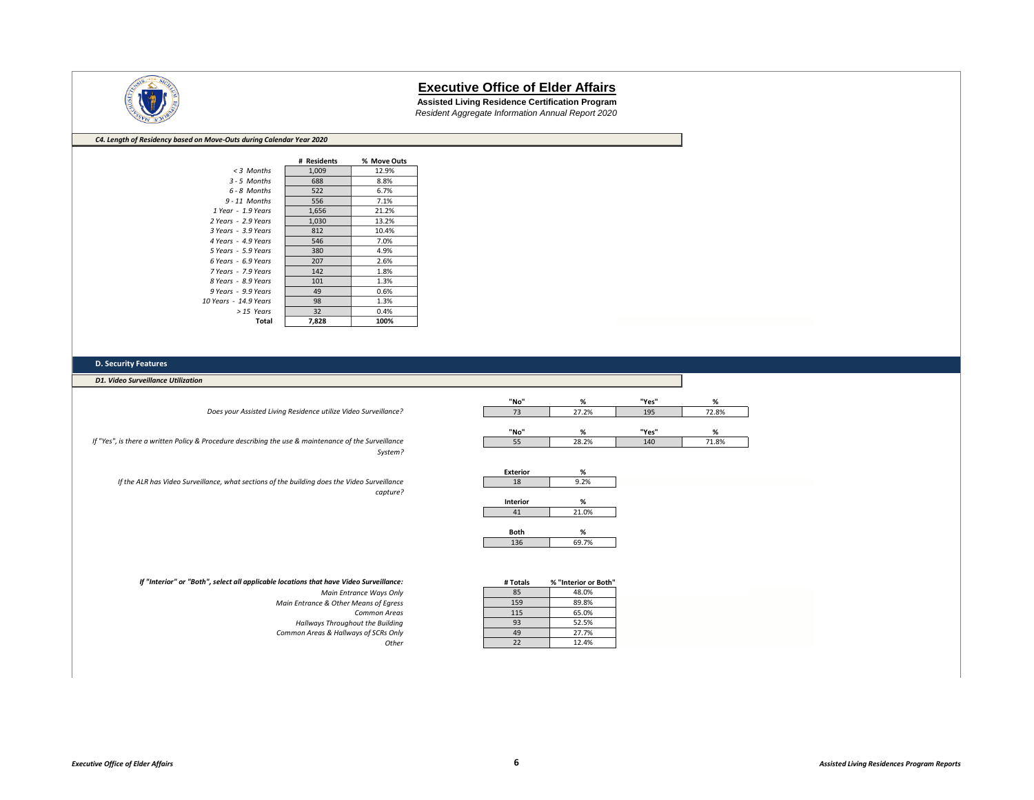# Executive Office of Elder Affairs

**Assisted Living Residence Certification Program**

*Resident Aggregate Information Annual Report 2020*

### *C4. Length of Residency based on Move-Outs during Calendar Year 2020*

| | # Residents | % Move Outs |
|---|---|---|
| *< 3 Months* | 1,009 | 12.9% |
| *3 - 5 Months* | 688 | 8.8% |
| *6 - 8 Months* | 522 | 6.7% |
| *9 - 11 Months* | 556 | 7.1% |
| *1 Year - 1.9 Years* | 1,656 | 21.2% |
| *2 Years - 2.9 Years* | 1,030 | 13.2% |
| *3 Years - 3.9 Years* | 812 | 10.4% |
| *4 Years - 4.9 Years* | 546 | 7.0% |
| *5 Years - 5.9 Years* | 380 | 4.9% |
| *6 Years - 6.9 Years* | 207 | 2.6% |
| *7 Years - 7.9 Years* | 142 | 1.8% |
| *8 Years - 8.9 Years* | 101 | 1.3% |
| *9 Years - 9.9 Years* | 49 | 0.6% |
| *10 Years - 14.9 Years* | 98 | 1.3% |
| *> 15 Years* | 32 | 0.4% |
| **Total** | **7,828** | **100%** |

## D. Security Features

### *D1. Video Surveillance Utilization*

| | "No" | % | "Yes" | % |
|---|---|---|---|---|
| *Does your Assisted Living Residence utilize Video Surveillance?* | 73 | 27.2% | 195 | 72.8% |
| *If "Yes", is there a written Policy & Procedure describing the use & maintenance of the Surveillance System?* | 55 | 28.2% | 140 | 71.8% |

*If the ALR has Video Surveillance, what sections of the building does the Video Surveillance capture?*

| | # | % |
|---|---|---|
| Exterior | 18 | 9.2% |
| Interior | 41 | 21.0% |
| Both | 136 | 69.7% |

| *If "Interior" or "Both", select all applicable locations that have Video Surveillance:* | # Totals | % "Interior or Both" |
|---|---|---|
| *Main Entrance Ways Only* | 85 | 48.0% |
| *Main Entrance & Other Means of Egress* | 159 | 89.8% |
| *Common Areas* | 115 | 65.0% |
| *Hallways Throughout the Building* | 93 | 52.5% |
| *Common Areas & Hallways of SCRs Only* | 49 | 27.7% |
| *Other* | 22 | 12.4% |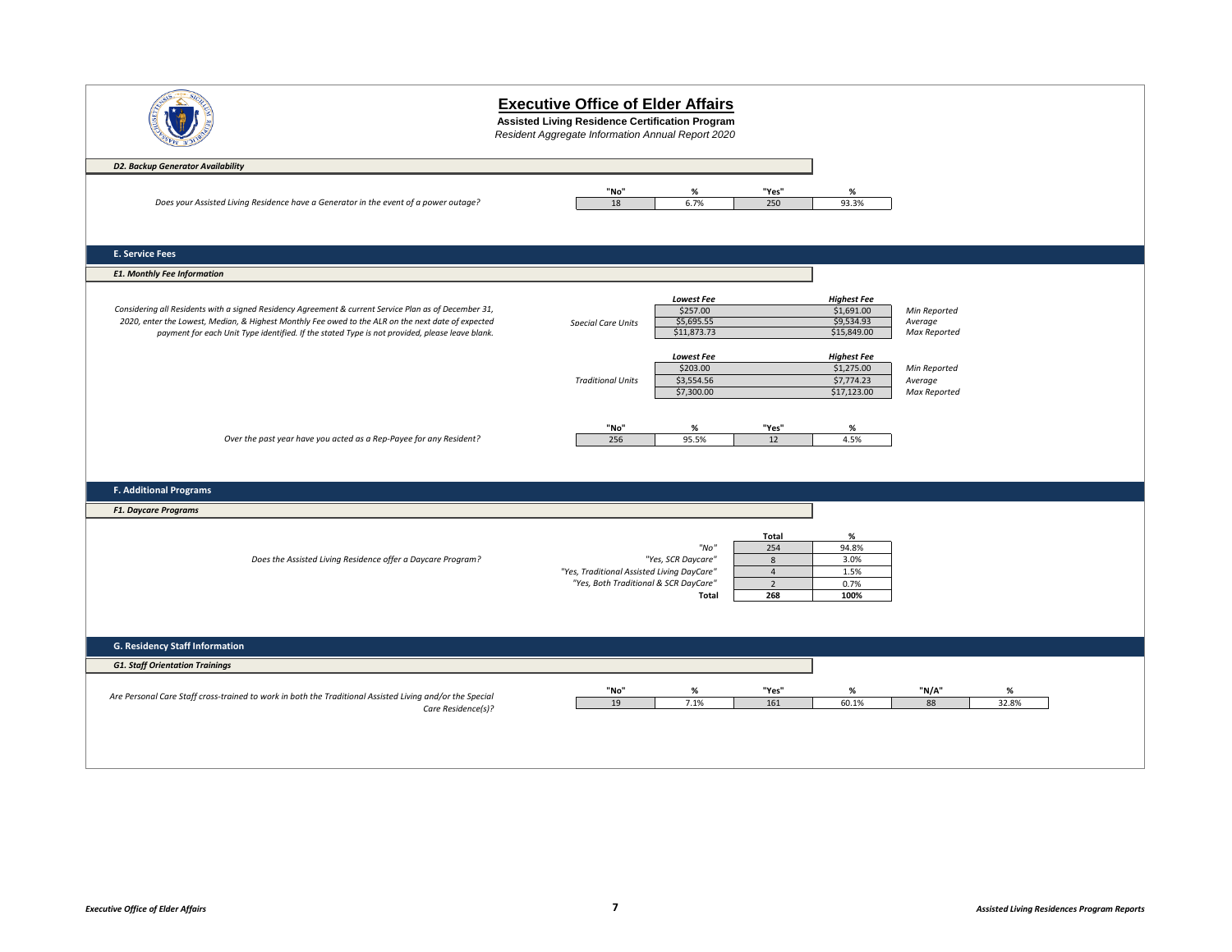# Executive Office of Elder Affairs

**Assisted Living Residence Certification Program**

*Resident Aggregate Information Annual Report 2020*

***D2. Backup Generator Availability***

*Does your Assisted Living Residence have a Generator in the event of a power outage?*

| "No" | % | "Yes" | % |
|---|---|---|---|
| 18 | 6.7% | 250 | 93.3% |

## E. Service Fees

***E1. Monthly Fee Information***

*Considering all Residents with a signed Residency Agreement & current Service Plan as of December 31, 2020, enter the Lowest, Median, & Highest Monthly Fee owed to the ALR on the next date of expected payment for each Unit Type identified. If the stated Type is not provided, please leave blank.*

| | Lowest Fee | Highest Fee | |
|---|---|---|---|
| Special Care Units | $257.00 | $1,691.00 | Min Reported |
| | $5,695.55 | $9,534.93 | Average |
| | $11,873.73 | $15,849.00 | Max Reported |

| | Lowest Fee | Highest Fee | |
|---|---|---|---|
| Traditional Units | $203.00 | $1,275.00 | Min Reported |
| | $3,554.56 | $7,774.23 | Average |
| | $7,300.00 | $17,123.00 | Max Reported |

*Over the past year have you acted as a Rep-Payee for any Resident?*

| "No" | % | "Yes" | % |
|---|---|---|---|
| 256 | 95.5% | 12 | 4.5% |

## F. Additional Programs

***F1. Daycare Programs***

*Does the Assisted Living Residence offer a Daycare Program?*

| | Total | % |
|---|---|---|
| "No" | 254 | 94.8% |
| "Yes, SCR Daycare" | 8 | 3.0% |
| "Yes, Traditional Assisted Living DayCare" | 4 | 1.5% |
| "Yes, Both Traditional & SCR DayCare" | 2 | 0.7% |
| **Total** | **268** | **100%** |

## G. Residency Staff Information

***G1. Staff Orientation Trainings***

*Are Personal Care Staff cross-trained to work in both the Traditional Assisted Living and/or the Special Care Residence(s)?*

| "No" | % | "Yes" | % | "N/A" | % |
|---|---|---|---|---|---|
| 19 | 7.1% | 161 | 60.1% | 88 | 32.8% |